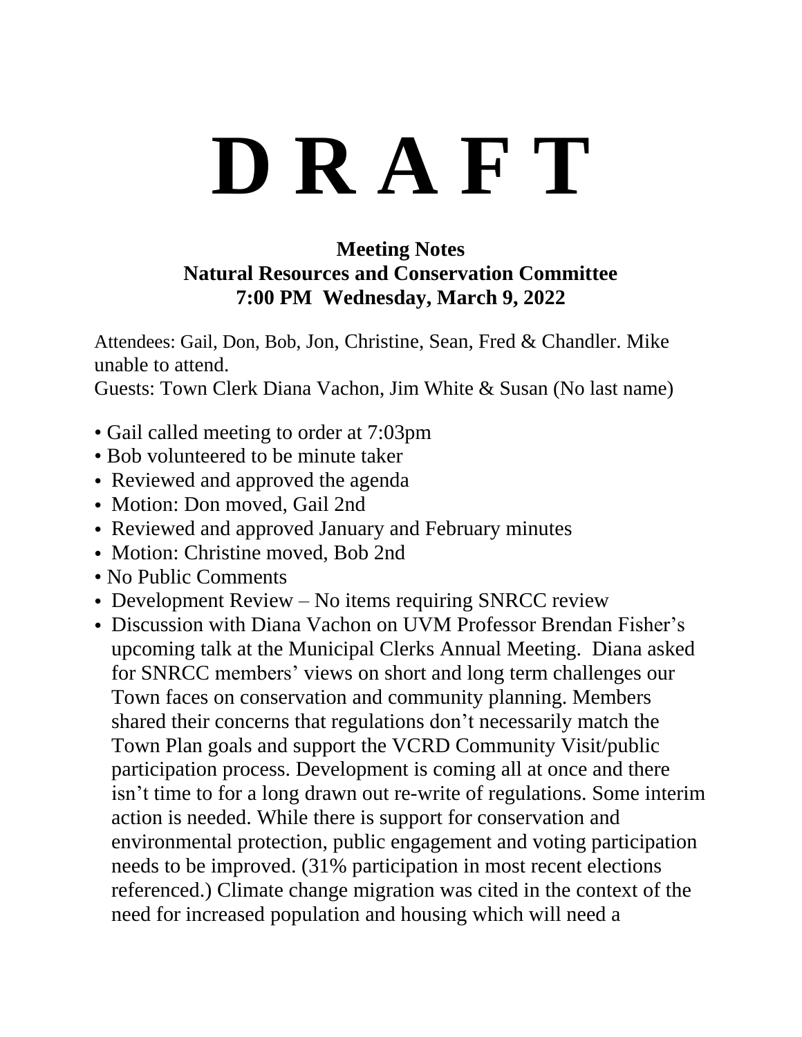# D R A F T

**Meeting Notes**
**Natural Resources and Conservation Committee**
**7:00 PM Wednesday, March 9, 2022**

Attendees: Gail, Don, Bob, Jon, Christine, Sean, Fred & Chandler. Mike unable to attend.
Guests: Town Clerk Diana Vachon, Jim White & Susan (No last name)

- Gail called meeting to order at 7:03pm
- Bob volunteered to be minute taker
- Reviewed and approved the agenda
- Motion: Don moved, Gail 2nd
- Reviewed and approved January and February minutes
- Motion: Christine moved, Bob 2nd
- No Public Comments
- Development Review – No items requiring SNRCC review
- Discussion with Diana Vachon on UVM Professor Brendan Fisher's upcoming talk at the Municipal Clerks Annual Meeting. Diana asked for SNRCC members' views on short and long term challenges our Town faces on conservation and community planning. Members shared their concerns that regulations don't necessarily match the Town Plan goals and support the VCRD Community Visit/public participation process. Development is coming all at once and there isn't time to for a long drawn out re-write of regulations. Some interim action is needed. While there is support for conservation and environmental protection, public engagement and voting participation needs to be improved. (31% participation in most recent elections referenced.) Climate change migration was cited in the context of the need for increased population and housing which will need a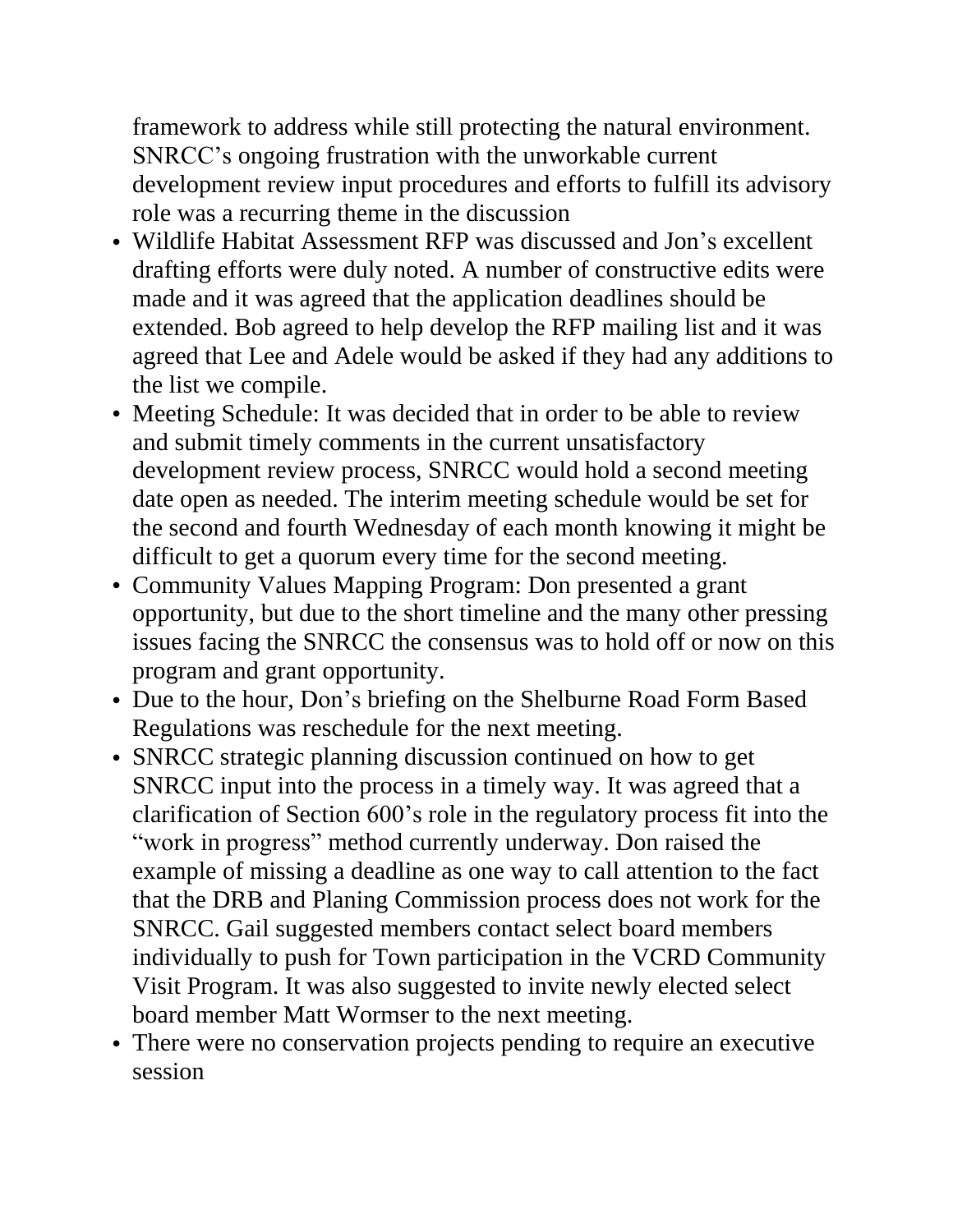framework to address while still protecting the natural environment. SNRCC's ongoing frustration with the unworkable current development review input procedures and efforts to fulfill its advisory role was a recurring theme in the discussion

- Wildlife Habitat Assessment RFP was discussed and Jon's excellent drafting efforts were duly noted. A number of constructive edits were made and it was agreed that the application deadlines should be extended. Bob agreed to help develop the RFP mailing list and it was agreed that Lee and Adele would be asked if they had any additions to the list we compile.
- Meeting Schedule: It was decided that in order to be able to review and submit timely comments in the current unsatisfactory development review process, SNRCC would hold a second meeting date open as needed. The interim meeting schedule would be set for the second and fourth Wednesday of each month knowing it might be difficult to get a quorum every time for the second meeting.
- Community Values Mapping Program: Don presented a grant opportunity, but due to the short timeline and the many other pressing issues facing the SNRCC the consensus was to hold off or now on this program and grant opportunity.
- Due to the hour, Don's briefing on the Shelburne Road Form Based Regulations was reschedule for the next meeting.
- SNRCC strategic planning discussion continued on how to get SNRCC input into the process in a timely way. It was agreed that a clarification of Section 600's role in the regulatory process fit into the "work in progress" method currently underway. Don raised the example of missing a deadline as one way to call attention to the fact that the DRB and Planing Commission process does not work for the SNRCC. Gail suggested members contact select board members individually to push for Town participation in the VCRD Community Visit Program. It was also suggested to invite newly elected select board member Matt Wormser to the next meeting.
- There were no conservation projects pending to require an executive session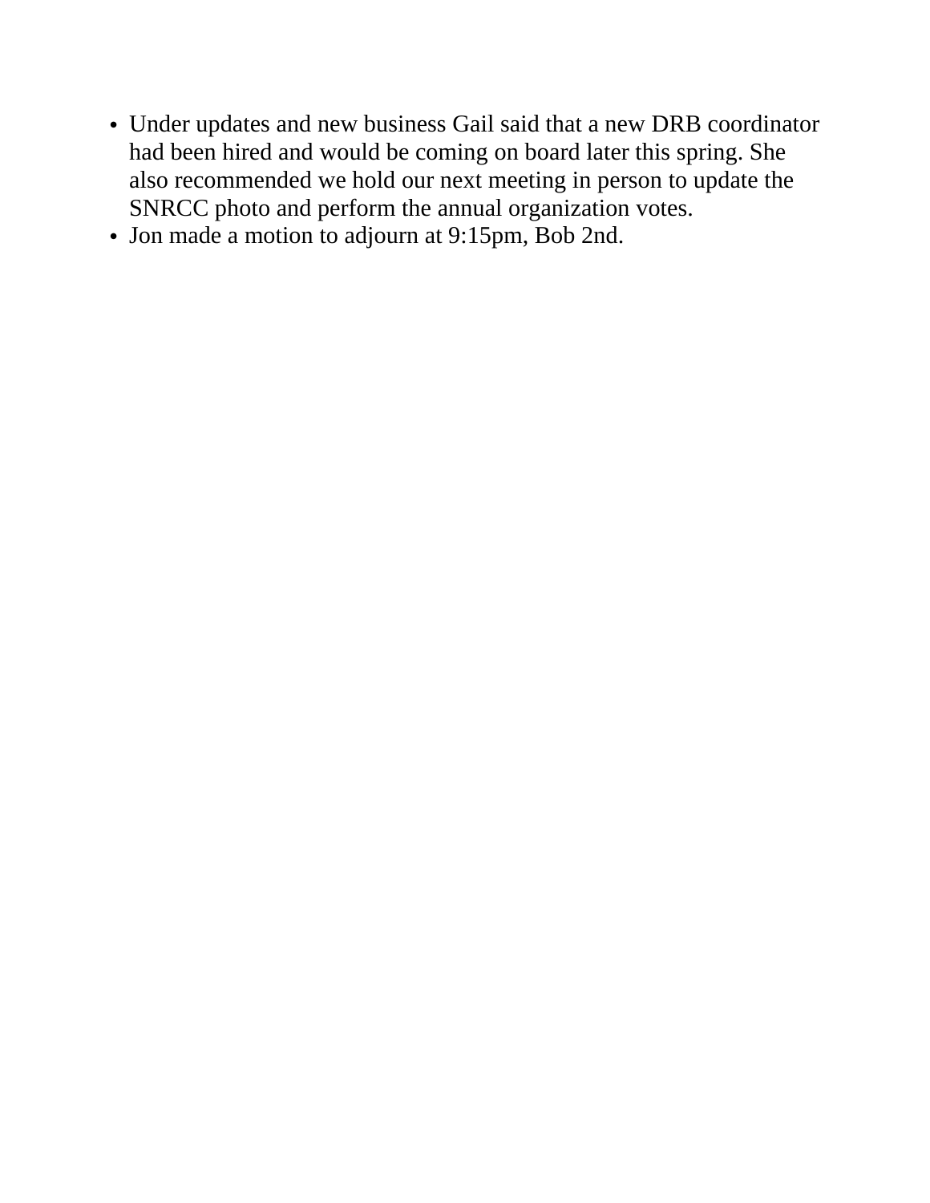- Under updates and new business Gail said that a new DRB coordinator had been hired and would be coming on board later this spring. She also recommended we hold our next meeting in person to update the SNRCC photo and perform the annual organization votes.
- Jon made a motion to adjourn at 9:15pm, Bob 2nd.